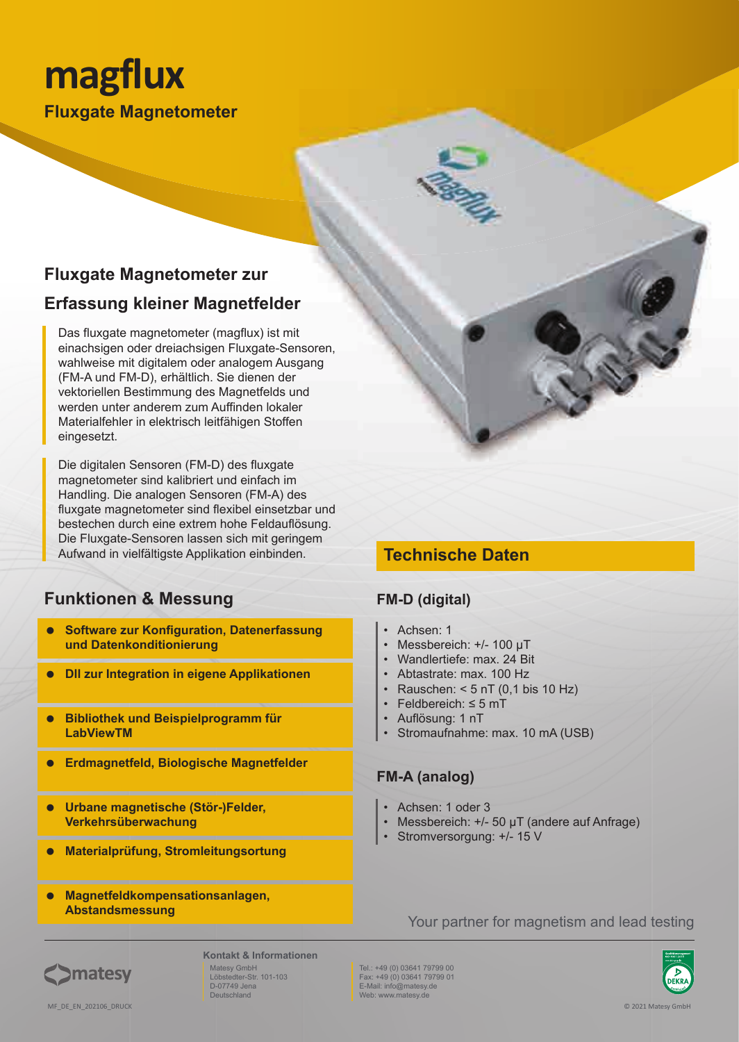# magflux

**Fluxgate Magnetometer**

## Fluxgate Magnetometer zur Erfassung kleiner Magnetfelder

Das fluxgate magnetometer (magflux) ist mit einachsigen oder dreiachsigen Fluxgate-Sensoren, wahlweise mit digitalem oder analogem Ausgang (FM-A und FM-D), erhältlich. Sie dienen der vektoriellen Bestimmung des Magnetfelds und werden unter anderem zum Auffinden lokaler Materialfehler in elektrisch leitfähigen Stoffen eingesetzt.

Die digitalen Sensoren (FM-D) des fluxgate magnetometer sind kalibriert und einfach im Handling. Die analogen Sensoren (FM-A) des fluxgate magnetometer sind flexibel einsetzbar und bestechen durch eine extrem hohe Feldauflösung. Die Fluxgate-Sensoren lassen sich mit geringem Aufwand in vielfältigste Applikation einbinden.

## Funktionen & Messung

- **Software zur Konfiguration, Datenerfassung und Datenkonditionierung**
- **Dll zur Integration in eigene Applikationen**
- **Bibliothek und Beispielprogramm für LabViewTM**
- **Erdmagnetfeld, Biologische Magnetfelder**
- **Urbane magnetische (Stör-)Felder, Verkehrsüberwachung**
- **Materialprüfung, Stromleitungsortung**
- **Magnetfeldkompensationsanlagen, Abstandsmessung**

## Technische Daten

### FM-D (digital)

- Achsen: 1
- Messbereich: +/- 100 µT
- Wandlertiefe: max. 24 Bit
- Abtastrate: max. 100 Hz
- Rauschen: < 5 nT (0,1 bis 10 Hz)
- Feldbereich: ≤ 5 mT
- Auflösung: 1 nT
- Stromaufnahme: max. 10 mA (USB)

### FM-A (analog)

- Achsen: 1 oder 3
- Messbereich: +/- 50 µT (andere auf Anfrage)
- Stromversorgung: +/- 15 V

Your partner for magnetism and lead testing

matesy

**Kontakt & Informationen**

Matesy GmbH
Löbstedter-Str. 101-103
D-07749 Jena
Deutschland

Tel.: +49 (0) 03641 79799 00
Fax: +49 (0) 03641 79799 01
E-Mail: info@matesy.de
Web: www.matesy.de

MF_DE_EN_202106_DRUCK

© 2021 Matesy GmbH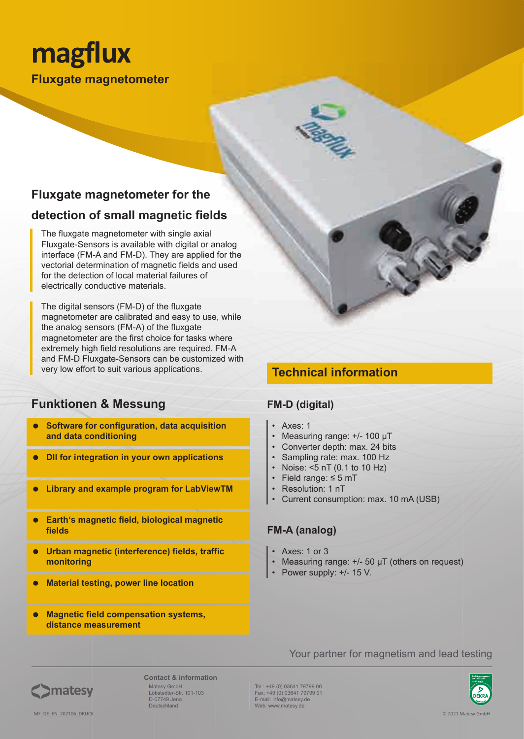# magflux

**Fluxgate magnetometer**

## Fluxgate magnetometer for the detection of small magnetic fields

The fluxgate magnetometer with single axial Fluxgate-Sensors is available with digital or analog interface (FM-A and FM-D). They are applied for the vectorial determination of magnetic fields and used for the detection of local material failures of electrically conductive materials.

The digital sensors (FM-D) of the fluxgate magnetometer are calibrated and easy to use, while the analog sensors (FM-A) of the fluxgate magnetometer are the first choice for tasks where extremely high field resolutions are required. FM-A and FM-D Fluxgate-Sensors can be customized with very low effort to suit various applications.

## Funktionen & Messung

- **Software for configuration, data acquisition and data conditioning**
- **Dll for integration in your own applications**
- **Library and example program for LabViewTM**
- **Earth's magnetic field, biological magnetic fields**
- **Urban magnetic (interference) fields, traffic monitoring**
- **Material testing, power line location**
- **Magnetic field compensation systems, distance measurement**

## Technical information

### FM-D (digital)

- Axes: 1
- Measuring range: +/- 100 µT
- Converter depth: max. 24 bits
- Sampling rate: max. 100 Hz
- Noise: <5 nT (0.1 to 10 Hz)
- Field range: ≤ 5 mT
- Resolution: 1 nT
- Current consumption: max. 10 mA (USB)

### FM-A (analog)

- Axes: 1 or 3
- Measuring range: +/- 50 µT (others on request)
- Power supply: +/- 15 V.

Your partner for magnetism and lead testing

matesy

**Contact & information**

Matesy GmbH
Löbstedter-Str. 101-103
D-07749 Jena
Deutschland

Tel.: +49 (0) 03641 79799 00
Fax: +49 (0) 03641 79799 01
E-mail: info@matesy.de
Web: www.matesy.de

MF_DE_EN_202106_DRUCK

© 2021 Matesy GmbH